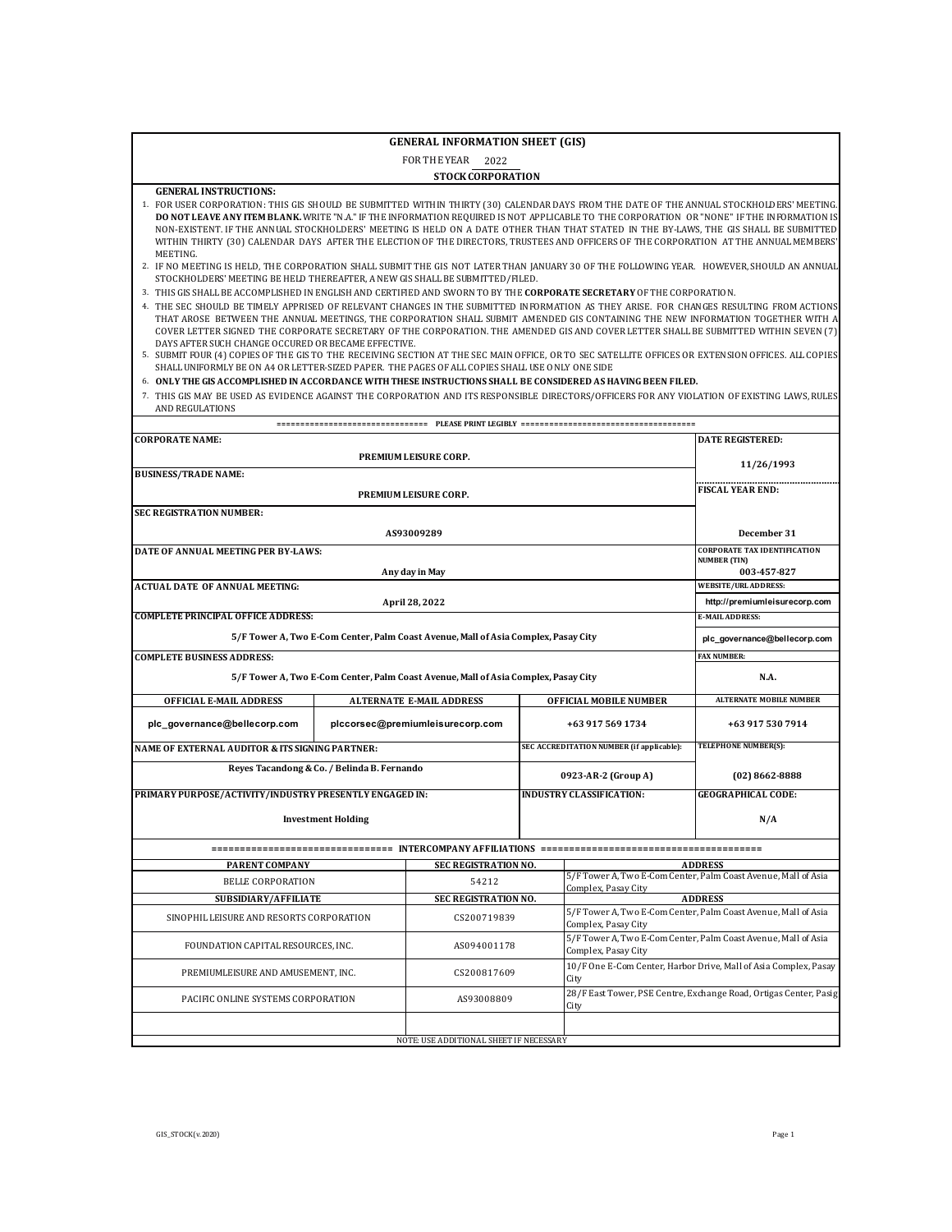# GENERAL INFORMATION SHEET (GIS)

FOR THE YEAR 2022

**STOCK CORPORATION**

**GENERAL INSTRUCTIONS:**

1. FOR USER CORPORATION: THIS GIS SHOULD BE SUBMITTED WITHIN THIRTY (30) CALENDAR DAYS FROM THE DATE OF THE ANNUAL STOCKHOLDERS' MEETING. **DO NOT LEAVE ANY ITEM BLANK.** WRITE "N.A." IF THE INFORMATION REQUIRED IS NOT APPLICABLE TO THE CORPORATION OR "NONE" IF THE INFORMATION IS NON-EXISTENT. IF THE ANNUAL STOCKHOLDERS' MEETING IS HELD ON A DATE OTHER THAN THAT STATED IN THE BY-LAWS, THE GIS SHALL BE SUBMITTED WITHIN THIRTY (30) CALENDAR DAYS AFTER THE ELECTION OF THE DIRECTORS, TRUSTEES AND OFFICERS OF THE CORPORATION AT THE ANNUAL MEMBERS' MEETING.
2. IF NO MEETING IS HELD, THE CORPORATION SHALL SUBMIT THE GIS NOT LATER THAN JANUARY 30 OF THE FOLLOWING YEAR. HOWEVER, SHOULD AN ANNUAL STOCKHOLDERS' MEETING BE HELD THEREAFTER, A NEW GIS SHALL BE SUBMITTED/FILED.
3. THIS GIS SHALL BE ACCOMPLISHED IN ENGLISH AND CERTIFIED AND SWORN TO BY THE **CORPORATE SECRETARY** OF THE CORPORATION.
4. THE SEC SHOULD BE TIMELY APPRISED OF RELEVANT CHANGES IN THE SUBMITTED INFORMATION AS THEY ARISE. FOR CHANGES RESULTING FROM ACTIONS THAT AROSE BETWEEN THE ANNUAL MEETINGS, THE CORPORATION SHALL SUBMIT AMENDED GIS CONTAINING THE NEW INFORMATION TOGETHER WITH A COVER LETTER SIGNED THE CORPORATE SECRETARY OF THE CORPORATION. THE AMENDED GIS AND COVER LETTER SHALL BE SUBMITTED WITHIN SEVEN (7) DAYS AFTER SUCH CHANGE OCCURED OR BECAME EFFECTIVE.
5. SUBMIT FOUR (4) COPIES OF THE GIS TO THE RECEIVING SECTION AT THE SEC MAIN OFFICE, OR TO SEC SATELLITE OFFICES OR EXTENSION OFFICES. ALL COPIES SHALL UNIFORMLY BE ON A4 OR LETTER-SIZED PAPER. THE PAGES OF ALL COPIES SHALL USE ONLY ONE SIDE
6. **ONLY THE GIS ACCOMPLISHED IN ACCORDANCE WITH THESE INSTRUCTIONS SHALL BE CONSIDERED AS HAVING BEEN FILED.**
7. THIS GIS MAY BE USED AS EVIDENCE AGAINST THE CORPORATION AND ITS RESPONSIBLE DIRECTORS/OFFICERS FOR ANY VIOLATION OF EXISTING LAWS, RULES AND REGULATIONS

=============================== PLEASE PRINT LEGIBLY ===================================

| **CORPORATE NAME:** PREMIUM LEISURE CORP. | **DATE REGISTERED:** 11/26/1993 |
|---|---|
| **BUSINESS/TRADE NAME:** PREMIUM LEISURE CORP. | **FISCAL YEAR END:** December 31 |
| **SEC REGISTRATION NUMBER:** AS93009289 | |
| **DATE OF ANNUAL MEETING PER BY-LAWS:** Any day in May | **CORPORATE TAX IDENTIFICATION NUMBER (TIN)** 003-457-827 |
| **ACTUAL DATE OF ANNUAL MEETING:** April 28, 2022 | **WEBSITE/URL ADDRESS:** http://premiumleisurecorp.com |
| **COMPLETE PRINCIPAL OFFICE ADDRESS:** 5/F Tower A, Two E-Com Center, Palm Coast Avenue, Mall of Asia Complex, Pasay City | **E-MAIL ADDRESS:** plc_governance@bellecorp.com |
| **COMPLETE BUSINESS ADDRESS:** 5/F Tower A, Two E-Com Center, Palm Coast Avenue, Mall of Asia Complex, Pasay City | **FAX NUMBER:** N.A. |

| OFFICIAL E-MAIL ADDRESS | ALTERNATE E-MAIL ADDRESS | OFFICIAL MOBILE NUMBER | ALTERNATE MOBILE NUMBER |
|---|---|---|---|
| plc_governance@bellecorp.com | plccorsec@premiumleisurecorp.com | +63 917 569 1734 | +63 917 530 7914 |

| **NAME OF EXTERNAL AUDITOR & ITS SIGNING PARTNER:** | **SEC ACCREDITATION NUMBER (if applicable):** | **TELEPHONE NUMBER(S):** |
|---|---|---|
| Reyes Tacandong & Co. / Belinda B. Fernando | 0923-AR-2 (Group A) | (02) 8662-8888 |

| **PRIMARY PURPOSE/ACTIVITY/INDUSTRY PRESENTLY ENGAGED IN:** | **INDUSTRY CLASSIFICATION:** | **GEOGRAPHICAL CODE:** |
|---|---|---|
| Investment Holding | | N/A |

=============================== INTERCOMPANY AFFILIATIONS ===================================

| PARENT COMPANY | SEC REGISTRATION NO. | ADDRESS |
|---|---|---|
| BELLE CORPORATION | 54212 | 5/F Tower A, Two E-Com Center, Palm Coast Avenue, Mall of Asia Complex, Pasay City |
| **SUBSIDIARY/AFFILIATE** | **SEC REGISTRATION NO.** | **ADDRESS** |
| SINOPHIL LEISURE AND RESORTS CORPORATION | CS200719839 | 5/F Tower A, Two E-Com Center, Palm Coast Avenue, Mall of Asia Complex, Pasay City |
| FOUNDATION CAPITAL RESOURCES, INC. | AS094001178 | 5/F Tower A, Two E-Com Center, Palm Coast Avenue, Mall of Asia Complex, Pasay City |
| PREMIUMLEISURE AND AMUSEMENT, INC. | CS200817609 | 10/F One E-Com Center, Harbor Drive, Mall of Asia Complex, Pasay City |
| PACIFIC ONLINE SYSTEMS CORPORATION | AS93008809 | 28/F East Tower, PSE Centre, Exchange Road, Ortigas Center, Pasig City |
| | | |

NOTE: USE ADDITIONAL SHEET IF NECESSARY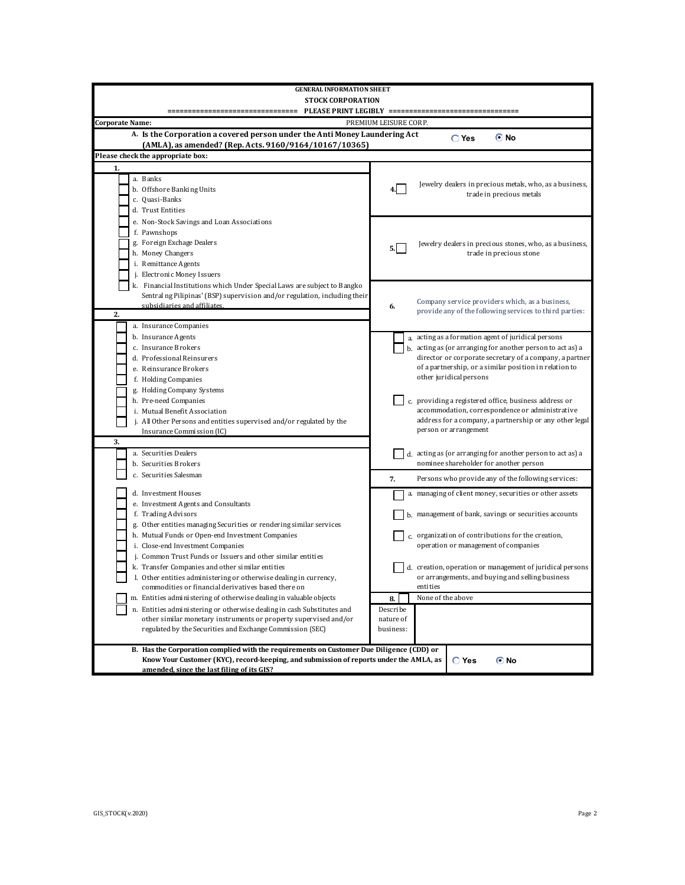**GENERAL INFORMATION SHEET**

**STOCK CORPORATION**

=============================== PLEASE PRINT LEGIBLY ===============================

**Corporate Name:** PREMIUM LEISURE CORP.

**A. Is the Corporation a covered person under the Anti Money Laundering Act (AMLA), as amended? (Rep. Acts. 9160/9164/10167/10365)** ○ Yes ◉ No

**Please check the appropriate box:**

**1.**

- ☐ a. Banks
- ☐ b. Offshore Banking Units
- ☐ c. Quasi-Banks
- ☐ d. Trust Entities
- ☐ e. Non-Stock Savings and Loan Associations
- ☐ f. Pawnshops
- ☐ g. Foreign Exchage Dealers
- ☐ h. Money Changers
- ☐ i. Remittance Agents
- ☐ j. Electronic Money Issuers
- ☐ k. Financial Institutions which Under Special Laws are subject to Bangko Sentral ng Pilipinas' (BSP) supervision and/or regulation, including their subsidiaries and affiliates.

**2.**

- ☐ a. Insurance Companies
- ☐ b. Insurance Agents
- ☐ c. Insurance Brokers
- ☐ d. Professional Reinsurers
- ☐ e. Reinsurance Brokers
- ☐ f. Holding Companies
- ☐ g. Holding Company Systems
- ☐ h. Pre-need Companies
- ☐ i. Mutual Benefit Association
- ☐ j. All Other Persons and entities supervised and/or regulated by the Insurance Commission (IC)

**3.**

- ☐ a. Securities Dealers
- ☐ b. Securities Brokers
- ☐ c. Securities Salesman
- ☐ d. Investment Houses
- ☐ e. Investment Agents and Consultants
- ☐ f. Trading Advisors
- ☐ g. Other entities managing Securities or rendering similar services
- ☐ h. Mutual Funds or Open-end Investment Companies
- ☐ i. Close-end Investment Companies
- ☐ j. Common Trust Funds or Issuers and other similar entities
- ☐ k. Transfer Companies and other similar entities
- ☐ l. Other entities administering or otherwise dealing in currency, commodities or financial derivatives based there on
- ☐ m. Entities administering of otherwise dealing in valuable objects
- ☐ n. Entities administering or otherwise dealing in cash Substitutes and other similar monetary instruments or property supervised and/or regulated by the Securities and Exchange Commission (SEC)

**4.** ☐ Jewelry dealers in precious metals, who, as a business, trade in precious metals

**5.** ☐ Jewelry dealers in precious stones, who, as a business, trade in precious stone

**6.** Company service providers which, as a business, provide any of the following services to third parties:

- ☐ a. acting as a formation agent of juridical persons
- ☐ b. acting as (or arranging for another person to act as) a director or corporate secretary of a company, a partner of a partnership, or a similar position in relation to other juridical persons
- ☐ c. providing a registered office, business address or accommodation, correspondence or administrative address for a company, a partnership or any other legal person or arrangement
- ☐ d. acting as (or arranging for another person to act as) a nominee shareholder for another person

**7.** Persons who provide any of the following services:

- ☐ a. managing of client money, securities or other assets
- ☐ b. management of bank, savings or securities accounts
- ☐ c. organization of contributions for the creation, operation or management of companies
- ☐ d. creation, operation or management of juridical persons or arrangements, and buying and selling business entities

**8.** ☐ None of the above

Describe nature of business:

**B. Has the Corporation complied with the requirements on Customer Due Diligence (CDD) or Know Your Customer (KYC), record-keeping, and submission of reports under the AMLA, as amended, since the last filing of its GIS?** ○ Yes ◉ No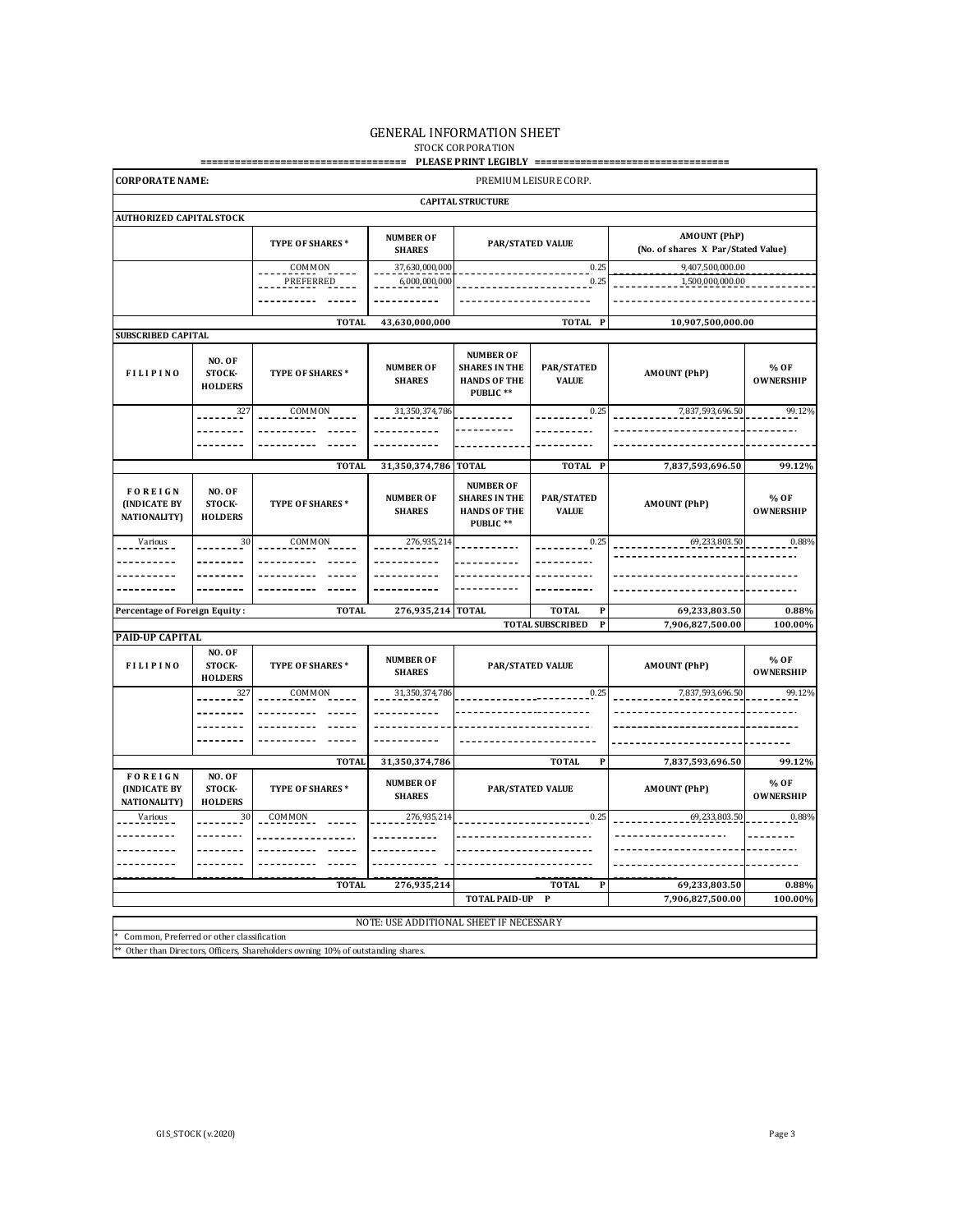# GENERAL INFORMATION SHEET

STOCK CORPORATION

=================================== PLEASE PRINT LEGIBLY =================================

**CORPORATE NAME:** PREMIUM LEISURE CORP.

## CAPITAL STRUCTURE

**AUTHORIZED CAPITAL STOCK**

| | TYPE OF SHARES * | NUMBER OF SHARES | PAR/STATED VALUE | AMOUNT (PhP) (No. of shares X Par/Stated Value) |
|---|---|---|---|---|
| | COMMON | 37,630,000,000 | 0.25 | 9,407,500,000.00 |
| | PREFERRED | 6,000,000,000 | 0.25 | 1,500,000,000.00 |
| | | | | |
| | TOTAL | 43,630,000,000 | TOTAL P | 10,907,500,000.00 |

**SUBSCRIBED CAPITAL**

| FILIPINO | NO. OF STOCK-HOLDERS | TYPE OF SHARES * | NUMBER OF SHARES | NUMBER OF SHARES IN THE HANDS OF THE PUBLIC ** | PAR/STATED VALUE | AMOUNT (PhP) | % OF OWNERSHIP |
|---|---|---|---|---|---|---|---|
| | 327 | COMMON | 31,350,374,786 | | 0.25 | 7,837,593,696.50 | 99.12% |
| | | | | | | | |
| | | | | | | | |
| | | TOTAL | 31,350,374,786 | TOTAL | TOTAL P | 7,837,593,696.50 | 99.12% |

| FOREIGN (INDICATE BY NATIONALITY) | NO. OF STOCK-HOLDERS | TYPE OF SHARES * | NUMBER OF SHARES | NUMBER OF SHARES IN THE HANDS OF THE PUBLIC ** | PAR/STATED VALUE | AMOUNT (PhP) | % OF OWNERSHIP |
|---|---|---|---|---|---|---|---|
| Various | 30 | COMMON | 276,935,214 | | 0.25 | 69,233,803.50 | 0.88% |
| | | | | | | | |
| | | | | | | | |
| | | | | | | | |
| Percentage of Foreign Equity : | | TOTAL | 276,935,214 | TOTAL | TOTAL P | 69,233,803.50 | 0.88% |
| | | | | | TOTAL SUBSCRIBED P | 7,906,827,500.00 | 100.00% |

**PAID-UP CAPITAL**

| FILIPINO | NO. OF STOCK-HOLDERS | TYPE OF SHARES * | NUMBER OF SHARES | PAR/STATED VALUE | AMOUNT (PhP) | % OF OWNERSHIP |
|---|---|---|---|---|---|---|
| | 327 | COMMON | 31,350,374,786 | 0.25 | 7,837,593,696.50 | 99.12% |
| | | | | | | |
| | | | | | | |
| | | | | | | |
| | | TOTAL | 31,350,374,786 | TOTAL P | 7,837,593,696.50 | 99.12% |

| FOREIGN (INDICATE BY NATIONALITY) | NO. OF STOCK-HOLDERS | TYPE OF SHARES * | NUMBER OF SHARES | PAR/STATED VALUE | AMOUNT (PhP) | % OF OWNERSHIP |
|---|---|---|---|---|---|---|
| Various | 30 | COMMON | 276,935,214 | 0.25 | 69,233,803.50 | 0.88% |
| | | | | | | |
| | | | | | | |
| | | | | | | |
| | | TOTAL | 276,935,214 | TOTAL P | 69,233,803.50 | 0.88% |
| | | | | TOTAL PAID-UP P | 7,906,827,500.00 | 100.00% |

NOTE: USE ADDITIONAL SHEET IF NECESSARY

* Common, Preferred or other classification

** Other than Directors, Officers, Shareholders owning 10% of outstanding shares.

GIS_STOCK (v.2020)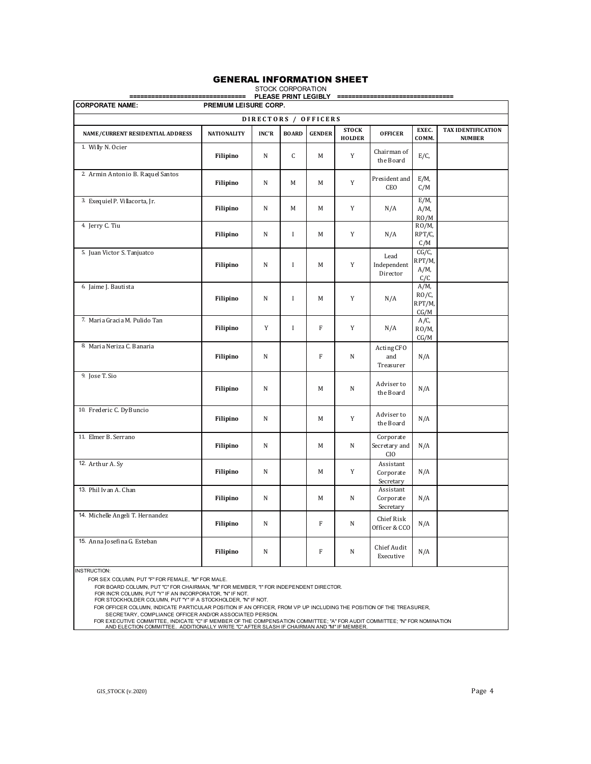# GENERAL INFORMATION SHEET

STOCK CORPORATION

================================ PLEASE PRINT LEGIBLY ================================

| CORPORATE NAME: | PREMIUM LEISURE CORP. | | | | | | | |
|---|---|---|---|---|---|---|---|---|
| **DIRECTORS / OFFICERS** | | | | | | | | |
| **NAME/CURRENT RESIDENTIAL ADDRESS** | **NATIONALITY** | **INC'R** | **BOARD** | **GENDER** | **STOCK HOLDER** | **OFFICER** | **EXEC. COMM.** | **TAX IDENTIFICATION NUMBER** |
| 1. Willy N. Ocier | **Filipino** | N | C | M | Y | Chairman of the Board | E/C, | |
| 2. Armin Antonio B. Raquel Santos | **Filipino** | N | M | M | Y | President and CEO | E/M, C/M | |
| 3. Exequiel P. Villacorta, Jr. | **Filipino** | N | M | M | Y | N/A | E/M, A/M, RO/M | |
| 4. Jerry C. Tiu | **Filipino** | N | I | M | Y | N/A | RO/M, RPT/C, C/M | |
| 5. Juan Victor S. Tanjuatco | **Filipino** | N | I | M | Y | Lead Independent Director | CG/C, RPT/M, A/M, C/C | |
| 6. Jaime J. Bautista | **Filipino** | N | I | M | Y | N/A | A/M, RO/C, RPT/M, CG/M | |
| 7. Maria Gracia M. Pulido Tan | **Filipino** | Y | I | F | Y | N/A | A/C, RO/M, CG/M | |
| 8. Maria Neriza C. Banaria | **Filipino** | N | | F | N | Acting CFO and Treasurer | N/A | |
| 9. Jose T. Sio | **Filipino** | N | | M | N | Adviser to the Board | N/A | |
| 10. Frederic C. DyBuncio | **Filipino** | N | | M | Y | Adviser to the Board | N/A | |
| 11. Elmer B. Serrano | **Filipino** | N | | M | N | Corporate Secretary and CIO | N/A | |
| 12. Arthur A. Sy | **Filipino** | N | | M | Y | Assistant Corporate Secretary | N/A | |
| 13. Phil Ivan A. Chan | **Filipino** | N | | M | N | Assistant Corporate Secretary | N/A | |
| 14. Michelle Angeli T. Hernandez | **Filipino** | N | | F | N | Chief Risk Officer & CCO | N/A | |
| 15. Anna Josefina G. Esteban | **Filipino** | N | | F | N | Chief Audit Executive | N/A | |

INSTRUCTION:

FOR SEX COLUMN, PUT "F" FOR FEMALE, "M" FOR MALE.

FOR BOARD COLUMN, PUT "C" FOR CHAIRMAN, "M" FOR MEMBER, "I" FOR INDEPENDENT DIRECTOR.

FOR INC'R COLUMN, PUT "Y" IF AN INCORPORATOR, "N" IF NOT.

FOR STOCKHOLDER COLUMN, PUT "Y" IF A STOCKHOLDER, "N" IF NOT.

FOR OFFICER COLUMN, INDICATE PARTICULAR POSITION IF AN OFFICER, FROM VP UP INCLUDING THE POSITION OF THE TREASURER, SECRETARY, COMPLIANCE OFFICER AND/OR ASSOCIATED PERSON.

FOR EXECUTIVE COMMITTEE, INDICATE "C" IF MEMBER OF THE COMPENSATION COMMITTEE; "A" FOR AUDIT COMMITTEE; "N" FOR NOMINATION AND ELECTION COMMITTEE. ADDITIONALLY WRITE "C" AFTER SLASH IF CHAIRMAN AND "M" IF MEMBER.

GIS_STOCK (v.2020)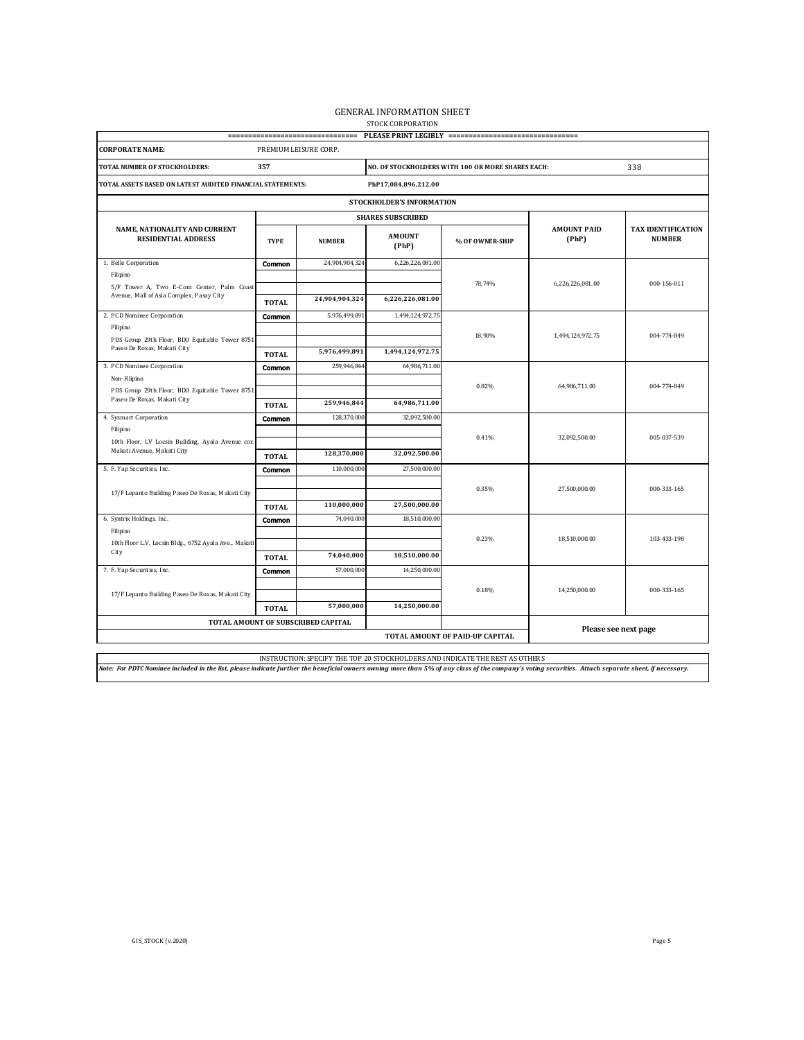# GENERAL INFORMATION SHEET

STOCK CORPORATION

================================ PLEASE PRINT LEGIBLY ================================

| | | | | | | |
|---|---|---|---|---|---|---|
| **CORPORATE NAME:** | PREMIUM LEISURE CORP. | | | | | |
| **TOTAL NUMBER OF STOCKHOLDERS:** | 357 | | **NO. OF STOCKHOLDERS WITH 100 OR MORE SHARES EACH:** | | 338 | |
| **TOTAL ASSETS BASED ON LATEST AUDITED FINANCIAL STATEMENTS:** | | PhP17,084,896,212.00 | | | | |

**STOCKHOLDER'S INFORMATION**

| NAME, NATIONALITY AND CURRENT RESIDENTIAL ADDRESS | SHARES SUBSCRIBED | | | | AMOUNT PAID (PhP) | TAX IDENTIFICATION NUMBER |
|---|---|---|---|---|---|---|
| | TYPE | NUMBER | AMOUNT (PhP) | % OF OWNER-SHIP | | |
| 1. Belle Corporation<br>Filipino<br>5/F Tower A, Two E-Com Center, Palm Coast Avenue, Mall of Asia Complex, Pasay City | Common | 24,904,904,324 | 6,226,226,081.00 | 78.74% | 6,226,226,081.00 | 000-156-011 |
| | **TOTAL** | **24,904,904,324** | **6,226,226,081.00** | | | |
| 2. PCD Nominee Corporation<br>Filipino<br>PDS Group 29th Floor, BDO Equitable Tower 8751 Paseo De Roxas, Makati City | Common | 5,976,499,891 | 1,494,124,972.75 | 18.90% | 1,494,124,972.75 | 004-774-849 |
| | **TOTAL** | **5,976,499,891** | **1,494,124,972.75** | | | |
| 3. PCD Nominee Corporation<br>Non-Filipino<br>PDS Group 29th Floor, BDO Equitable Tower 8751 Paseo De Roxas, Makati City | Common | 259,946,844 | 64,986,711.00 | 0.82% | 64,986,711.00 | 004-774-849 |
| | **TOTAL** | **259,946,844** | **64,986,711.00** | | | |
| 4. Sysmart Corporation<br>Filipino<br>10th Floor, LV Locsin Building, Ayala Avenue cor. Makati Avenue, Makati City | Common | 128,370,000 | 32,092,500.00 | 0.41% | 32,092,500.00 | 005-037-539 |
| | **TOTAL** | **128,370,000** | **32,092,500.00** | | | |
| 5. F. Yap Securities, Inc.<br>17/F Lepanto Building Paseo De Roxas, Makati City | Common | 110,000,000 | 27,500,000.00 | 0.35% | 27,500,000.00 | 000-333-165 |
| | **TOTAL** | **110,000,000** | **27,500,000.00** | | | |
| 6. Syntrix Holdings, Inc.<br>Filipino<br>10th Floor L.V. Locsin Bldg., 6752 Ayala Ave., Makati City | Common | 74,040,000 | 18,510,000.00 | 0.23% | 18,510,000.00 | 103-433-198 |
| | **TOTAL** | **74,040,000** | **18,510,000.00** | | | |
| 7. F. Yap Securities, Inc.<br>17/F Lepanto Building Paseo De Roxas, Makati City | Common | 57,000,000 | 14,250,000.00 | 0.18% | 14,250,000.00 | 000-333-165 |
| | **TOTAL** | **57,000,000** | **14,250,000.00** | | | |
| **TOTAL AMOUNT OF SUBSCRIBED CAPITAL** | | | | | **Please see next page** | |
| | | | **TOTAL AMOUNT OF PAID-UP CAPITAL** | | | |

INSTRUCTION: SPECIFY THE TOP 20 STOCKHOLDERS AND INDICATE THE REST AS OTHERS

***Note: For PDTC Nominee included in the list, please indicate further the beneficial owners owning more than 5% of any class of the company's voting securities. Attach separate sheet, if necessary.***

GIS_STOCK (v.2020)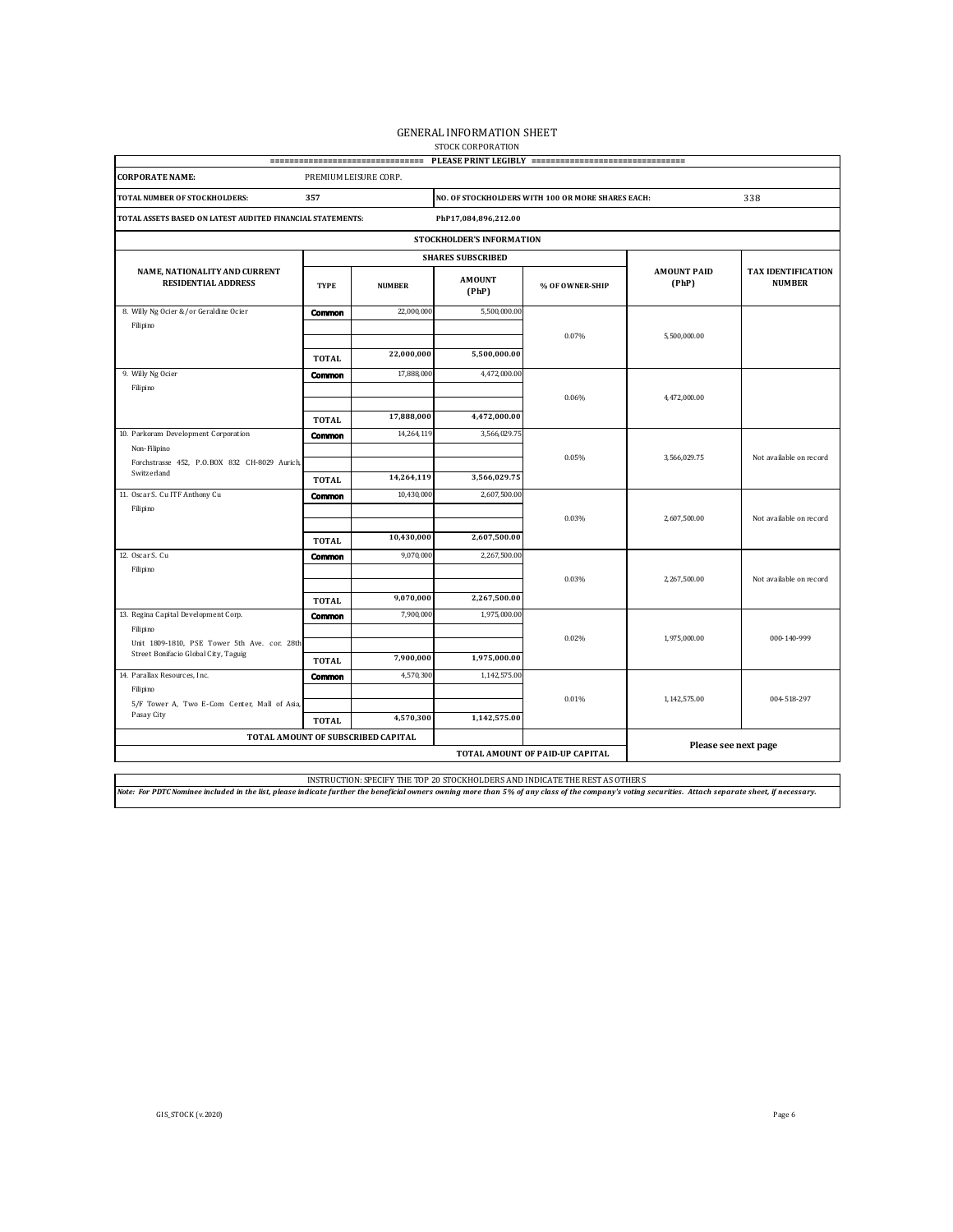# GENERAL INFORMATION SHEET

STOCK CORPORATION

================================ PLEASE PRINT LEGIBLY ================================

| CORPORATE NAME: | PREMIUM LEISURE CORP. | | | | | |
|---|---|---|---|---|---|---|
| TOTAL NUMBER OF STOCKHOLDERS: | 357 | | NO. OF STOCKHOLDERS WITH 100 OR MORE SHARES EACH: | | 338 | |
| TOTAL ASSETS BASED ON LATEST AUDITED FINANCIAL STATEMENTS: | | PhP17,084,896,212.00 | | | | |

**STOCKHOLDER'S INFORMATION**

| NAME, NATIONALITY AND CURRENT RESIDENTIAL ADDRESS | SHARES SUBSCRIBED | | | | AMOUNT PAID (PhP) | TAX IDENTIFICATION NUMBER |
|---|---|---|---|---|---|---|
| | TYPE | NUMBER | AMOUNT (PhP) | % OF OWNER-SHIP | | |
| 8. Willy Ng Ocier &/or Geraldine Ocier<br>Filipino | Common | 22,000,000 | 5,500,000.00 | 0.07% | 5,500,000.00 | |
| | TOTAL | 22,000,000 | 5,500,000.00 | | | |
| 9. Willy Ng Ocier<br>Filipino | Common | 17,888,000 | 4,472,000.00 | 0.06% | 4,472,000.00 | |
| | TOTAL | 17,888,000 | 4,472,000.00 | | | |
| 10. Parkoram Development Corporation<br>Non-Filipino<br>Forchstrasse 452, P.O.BOX 832 CH-8029 Aurich, Switzerland | Common | 14,264,119 | 3,566,029.75 | 0.05% | 3,566,029.75 | Not available on record |
| | TOTAL | 14,264,119 | 3,566,029.75 | | | |
| 11. Oscar S. Cu ITF Anthony Cu<br>Filipino | Common | 10,430,000 | 2,607,500.00 | 0.03% | 2,607,500.00 | Not available on record |
| | TOTAL | 10,430,000 | 2,607,500.00 | | | |
| 12. Oscar S. Cu<br>Filipino | Common | 9,070,000 | 2,267,500.00 | 0.03% | 2,267,500.00 | Not available on record |
| | TOTAL | 9,070,000 | 2,267,500.00 | | | |
| 13. Regina Capital Development Corp.<br>Filipino<br>Unit 1809-1810, PSE Tower 5th Ave. cor. 28th Street Bonifacio Global City, Taguig | Common | 7,900,000 | 1,975,000.00 | 0.02% | 1,975,000.00 | 000-140-999 |
| | TOTAL | 7,900,000 | 1,975,000.00 | | | |
| 14. Parallax Resources, Inc.<br>Filipino<br>5/F Tower A, Two E-Com Center, Mall of Asia, Pasay City | Common | 4,570,300 | 1,142,575.00 | 0.01% | 1,142,575.00 | 004-518-297 |
| | TOTAL | 4,570,300 | 1,142,575.00 | | | |
| TOTAL AMOUNT OF SUBSCRIBED CAPITAL | | | | | Please see next page | |
| | | | TOTAL AMOUNT OF PAID-UP CAPITAL | | | |

INSTRUCTION: SPECIFY THE TOP 20 STOCKHOLDERS AND INDICATE THE REST AS OTHERS

*Note: For PDTC Nominee included in the list, please indicate further the beneficial owners owning more than 5% of any class of the company's voting securities. Attach separate sheet, if necessary.*

GIS_STOCK (v.2020)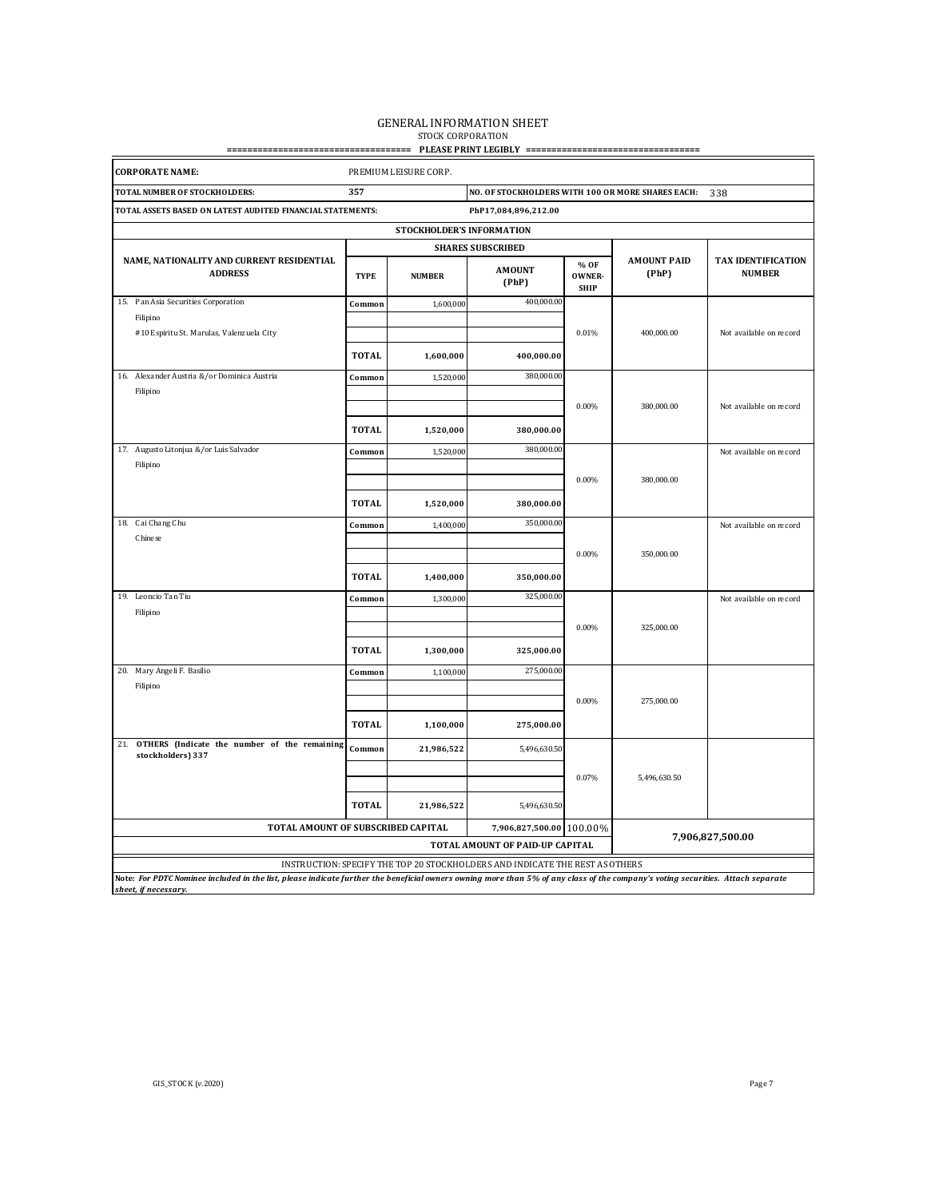# GENERAL INFORMATION SHEET

STOCK CORPORATION

=================================== PLEASE PRINT LEGIBLY ==================================

| CORPORATE NAME: | PREMIUM LEISURE CORP. | | | | | |
|---|---|---|---|---|---|---|
| TOTAL NUMBER OF STOCKHOLDERS: | 357 | | NO. OF STOCKHOLDERS WITH 100 OR MORE SHARES EACH: | | 338 | |
| TOTAL ASSETS BASED ON LATEST AUDITED FINANCIAL STATEMENTS: | | | PhP17,084,896,212.00 | | | |

| NAME, NATIONALITY AND CURRENT RESIDENTIAL ADDRESS | SHARES SUBSCRIBED | | | | AMOUNT PAID (PhP) | TAX IDENTIFICATION NUMBER |
|---|---|---|---|---|---|---|
| | TYPE | NUMBER | AMOUNT (PhP) | % OF OWNER-SHIP | | |
| 15. Pan Asia Securities Corporation<br>Filipino<br>#10 Espiritu St. Marulas, Valenzuela City | Common | 1,600,000 | 400,000.00 | 0.01% | 400,000.00 | Not available on record |
| | TOTAL | 1,600,000 | 400,000.00 | | | |
| 16. Alexander Austria &/or Dominica Austria<br>Filipino | Common | 1,520,000 | 380,000.00 | 0.00% | 380,000.00 | Not available on record |
| | TOTAL | 1,520,000 | 380,000.00 | | | |
| 17. Augusto Litonjua &/or Luis Salvador<br>Filipino | Common | 1,520,000 | 380,000.00 | 0.00% | 380,000.00 | Not available on record |
| | TOTAL | 1,520,000 | 380,000.00 | | | |
| 18. Cai Chang Chu<br>Chinese | Common | 1,400,000 | 350,000.00 | 0.00% | 350,000.00 | Not available on record |
| | TOTAL | 1,400,000 | 350,000.00 | | | |
| 19. Leoncio Tan Tiu<br>Filipino | Common | 1,300,000 | 325,000.00 | 0.00% | 325,000.00 | Not available on record |
| | TOTAL | 1,300,000 | 325,000.00 | | | |
| 20. Mary Angeli F. Basilio<br>Filipino | Common | 1,100,000 | 275,000.00 | 0.00% | 275,000.00 | |
| | TOTAL | 1,100,000 | 275,000.00 | | | |
| 21. **OTHERS (Indicate the number of the remaining stockholders) 337** | Common | 21,986,522 | 5,496,630.50 | 0.07% | 5,496,630.50 | |
| | TOTAL | 21,986,522 | 5,496,630.50 | | | |
| TOTAL AMOUNT OF SUBSCRIBED CAPITAL | | | 7,906,827,500.00 | 100.00% | 7,906,827,500.00 | |
| | | TOTAL AMOUNT OF PAID-UP CAPITAL | | | | |

INSTRUCTION: SPECIFY THE TOP 20 STOCKHOLDERS AND INDICATE THE REST AS OTHERS

**Note:** ***For PDTC Nominee included in the list, please indicate further the beneficial owners owning more than 5% of any class of the company's voting securities. Attach separate sheet, if necessary.***

GIS_STOCK (v.2020)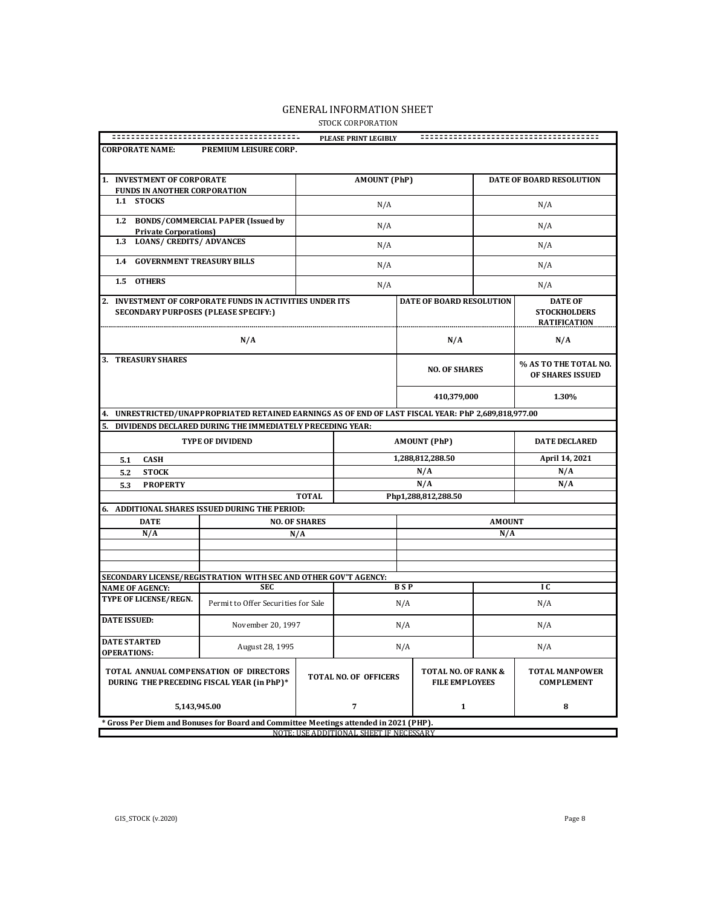# GENERAL INFORMATION SHEET

STOCK CORPORATION

PLEASE PRINT LEGIBLY

**CORPORATE NAME:** PREMIUM LEISURE CORP.

| 1. INVESTMENT OF CORPORATE FUNDS IN ANOTHER CORPORATION | AMOUNT (PhP) | DATE OF BOARD RESOLUTION |
|---|---|---|
| 1.1 STOCKS | N/A | N/A |
| 1.2 BONDS/COMMERCIAL PAPER (Issued by Private Corporations) | N/A | N/A |
| 1.3 LOANS/ CREDITS/ ADVANCES | N/A | N/A |
| 1.4 GOVERNMENT TREASURY BILLS | N/A | N/A |
| 1.5 OTHERS | N/A | N/A |

| 2. INVESTMENT OF CORPORATE FUNDS IN ACTIVITIES UNDER ITS SECONDARY PURPOSES (PLEASE SPECIFY:) | DATE OF BOARD RESOLUTION | DATE OF STOCKHOLDERS RATIFICATION |
|---|---|---|
| N/A | N/A | N/A |

| 3. TREASURY SHARES | NO. OF SHARES | % AS TO THE TOTAL NO. OF SHARES ISSUED |
|---|---|---|
| | 410,379,000 | 1.30% |

**4. UNRESTRICTED/UNAPPROPRIATED RETAINED EARNINGS AS OF END OF LAST FISCAL YEAR: PhP 2,689,818,977.00**

**5. DIVIDENDS DECLARED DURING THE IMMEDIATELY PRECEDING YEAR:**

| TYPE OF DIVIDEND | AMOUNT (PhP) | DATE DECLARED |
|---|---|---|
| 5.1 CASH | 1,288,812,288.50 | April 14, 2021 |
| 5.2 STOCK | N/A | N/A |
| 5.3 PROPERTY | N/A | N/A |
| TOTAL | Php1,288,812,288.50 | |

**6. ADDITIONAL SHARES ISSUED DURING THE PERIOD:**

| DATE | NO. OF SHARES | AMOUNT |
|---|---|---|
| N/A | N/A | N/A |
| | | |
| | | |
| | | |

**SECONDARY LICENSE/REGISTRATION WITH SEC AND OTHER GOV'T AGENCY:**

| NAME OF AGENCY: | SEC | B S P | I C |
|---|---|---|---|
| TYPE OF LICENSE/REGN. | Permit to Offer Securities for Sale | N/A | N/A |
| DATE ISSUED: | November 20, 1997 | N/A | N/A |
| DATE STARTED OPERATIONS: | August 28, 1995 | N/A | N/A |

| TOTAL ANNUAL COMPENSATION OF DIRECTORS DURING THE PRECEDING FISCAL YEAR (in PhP)* | TOTAL NO. OF OFFICERS | TOTAL NO. OF RANK & FILE EMPLOYEES | TOTAL MANPOWER COMPLEMENT |
|---|---|---|---|
| 5,143,945.00 | 7 | 1 | 8 |

**\* Gross Per Diem and Bonuses for Board and Committee Meetings attended in 2021 (PHP).**

NOTE: USE ADDITIONAL SHEET IF NECESSARY

GIS_STOCK (v.2020)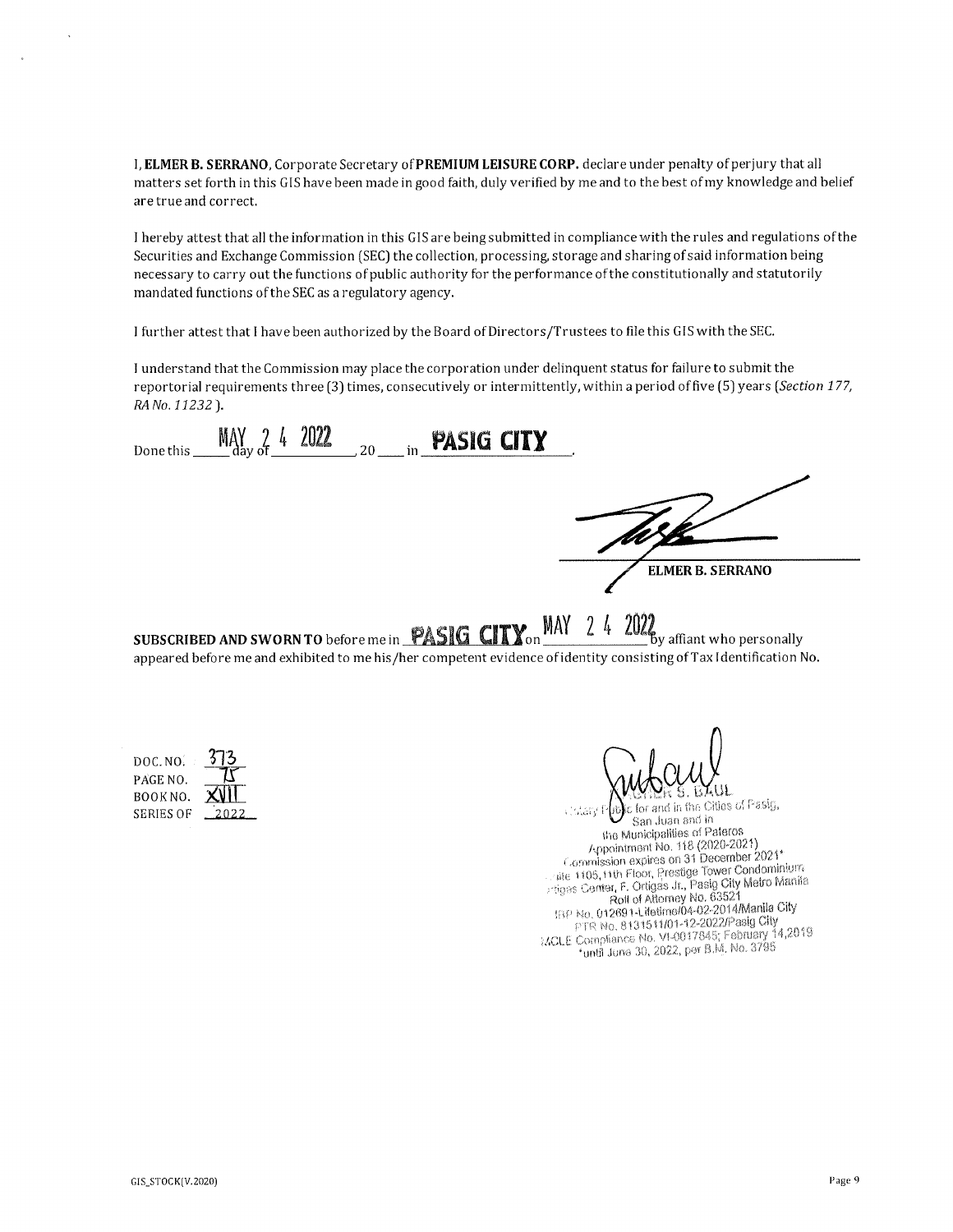I, **ELMER B. SERRANO**, Corporate Secretary of **PREMIUM LEISURE CORP.** declare under penalty of perjury that all matters set forth in this GIS have been made in good faith, duly verified by me and to the best of my knowledge and belief are true and correct.

I hereby attest that all the information in this GIS are being submitted in compliance with the rules and regulations of the Securities and Exchange Commission (SEC) the collection, processing, storage and sharing of said information being necessary to carry out the functions of public authority for the performance of the constitutionally and statutorily mandated functions of the SEC as a regulatory agency.

I further attest that I have been authorized by the Board of Directors/Trustees to file this GIS with the SEC.

I understand that the Commission may place the corporation under delinquent status for failure to submit the reportorial requirements three (3) times, consecutively or intermittently, within a period of five (5) years (*Section 177, RA No. 11232*).

Done this MAY 2 4 2022 day of ______, 20____ in **PASIG CITY**.

**ELMER B. SERRANO**

**SUBSCRIBED AND SWORN TO** before me in **PASIG CITY** on MAY 2 4 2022 by affiant who personally appeared before me and exhibited to me his/her competent evidence of identity consisting of Tax Identification No.

DOC. NO. 373
PAGE NO. 75
BOOK NO. XVII
SERIES OF 2022

...S. BAUL
Notary Public for and in the Cities of Pasig, San Juan and in the Municipalities of Pateros
Appointment No. 118 (2020-2021)
Commission expires on 31 December 2021*
Suite 1105, 11th Floor, Prestige Tower Condominium
Ortigas Center, F. Ortigas Jr., Pasig City Metro Manila
Roll of Attorney No. 63521
IBP No. 012691-Lifetime/04-02-2014/Manila City
PTR No. 8131511/01-12-2022/Pasig City
MCLE Compliance No. VI-0017845; February 14,2019
*until June 30, 2022, per B.M. No. 3795

GIS_STOCK(V.2020)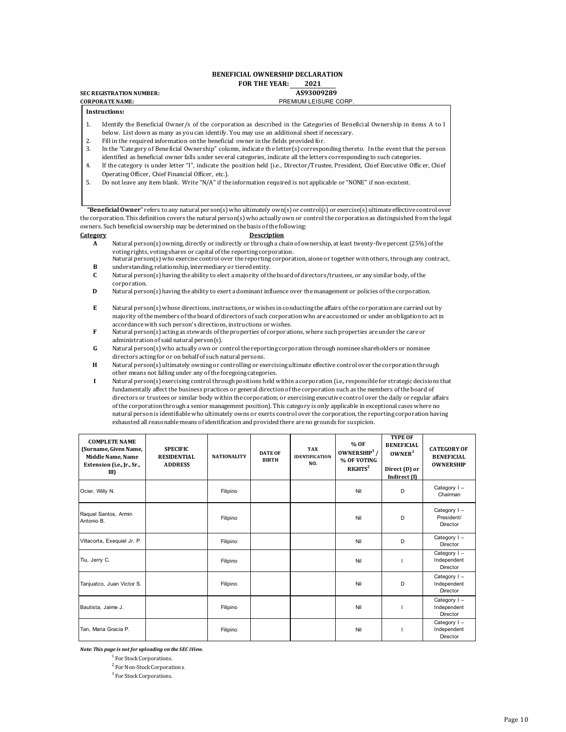# BENEFICIAL OWNERSHIP DECLARATION

**FOR THE YEAR: 2021**

**SEC REGISTRATION NUMBER:** AS93009289

**CORPORATE NAME:** PREMIUM LEISURE CORP.

**Instructions:**

1. Identify the Beneficial Owner/s of the corporation as described in the Categories of Beneficial Ownership in items A to I below. List down as many as you can identify. You may use an additional sheet if necessary.
2. Fill in the required information on the beneficial owner in the fields provided for.
3. In the "Category of Beneficial Ownership" column, indicate the letter(s) corresponding thereto. In the event that the person identified as beneficial owner falls under several categories, indicate all the letters corresponding to such categories.
4. If the category is under letter "I", indicate the position held (i.e., Director/Trustee, President, Chief Executive Officer, Chief Operating Officer, Chief Financial Officer, etc.).
5. Do not leave any item blank. Write "N/A" if the information required is not applicable or "NONE" if non-existent.

**"Beneficial Owner"** refers to any natural person(s) who ultimately own(s) or control(s) or exercise(s) ultimate effective control over the corporation. This definition covers the natural person(s) who actually own or control the corporation as distinguished from the legal owners. Such beneficial ownership may be determined on the basis of the following:

| Category | Description |
|---|---|
| **A** | Natural person(s) owning, directly or indirectly or through a chain of ownership, at least twenty-five percent (25%) of the voting rights, voting shares or capital of the reporting corporation. |
| **B** | Natural person(s) who exercise control over the reporting corporation, alone or together with others, through any contract, understanding, relationship, intermediary or tiered entity. |
| **C** | Natural person(s) having the ability to elect a majority of the board of directors/trustees, or any similar body, of the corporation. |
| **D** | Natural person(s) having the ability to exert a dominant influence over the management or policies of the corporation. |
| **E** | Natural person(s) whose directions, instructions, or wishes in conducting the affairs of the corporation are carried out by majority of the members of the board of directors of such corporation who are accustomed or under an obligation to act in accordance with such person's directions, instructions or wishes. |
| **F** | Natural person(s) acting as stewards of the properties of corporations, where such properties are under the care or administration of said natural person(s). |
| **G** | Natural person(s) who actually own or control the reporting corporation through nominee shareholders or nominee directors acting for or on behalf of such natural persons. |
| **H** | Natural person(s) ultimately owning or controlling or exercising ultimate effective control over the corporation through other means not falling under any of the foregoing categories. |
| **I** | Natural person(s) exercising control through positions held within a corporation (i.e., responsible for strategic decisions that fundamentally affect the business practices or general direction of the corporation such as the members of the board of directors or trustees or similar body within the corporation; or exercising executive control over the daily or regular affairs of the corporation through a senior management position). This category is only applicable in exceptional cases where no natural person is identifiable who ultimately owns or exerts control over the corporation, the reporting corporation having exhausted all reasonable means of identification and provided there are no grounds for suspicion. |

| COMPLETE NAME (Surname, Given Name, Middle Name, Name Extension (i.e., Jr., Sr., III) | SPECIFIC RESIDENTIAL ADDRESS | NATIONALITY | DATE OF BIRTH | TAX IDENTIFICATION NO. | % OF OWNERSHIP[1] / % OF VOTING RIGHTS[2] | TYPE OF BENEFICIAL OWNER[3] Direct (D) or Indirect (I) | CATEGORY OF BENEFICIAL OWNERSHIP |
|---|---|---|---|---|---|---|---|
| Ocier, Willy N. | | Filipino | | | Nil | D | Category I – Chairman |
| Raquel Santos, Armin Antonio B. | | Filipino | | | Nil | D | Category I – President/ Director |
| Villacorta, Exequiel Jr. P. | | Filipino | | | Nil | D | Category I – Director |
| Tiu, Jerry C. | | Filipino | | | Nil | I | Category I – Independent Director |
| Tanjuatco, Juan Victor S. | | Filipino | | | Nil | D | Category I – Independent Director |
| Bautista, Jaime J. | | Filipino | | | Nil | I | Category I – Independent Director |
| Tan, Maria Gracia P. | | Filipino | | | Nil | I | Category I – Independent Director |

***Note: This page is not for uploading on the SEC iView.***

[1] For Stock Corporations.

[2] For Non-Stock Corporations.

[3] For Stock Corporations.